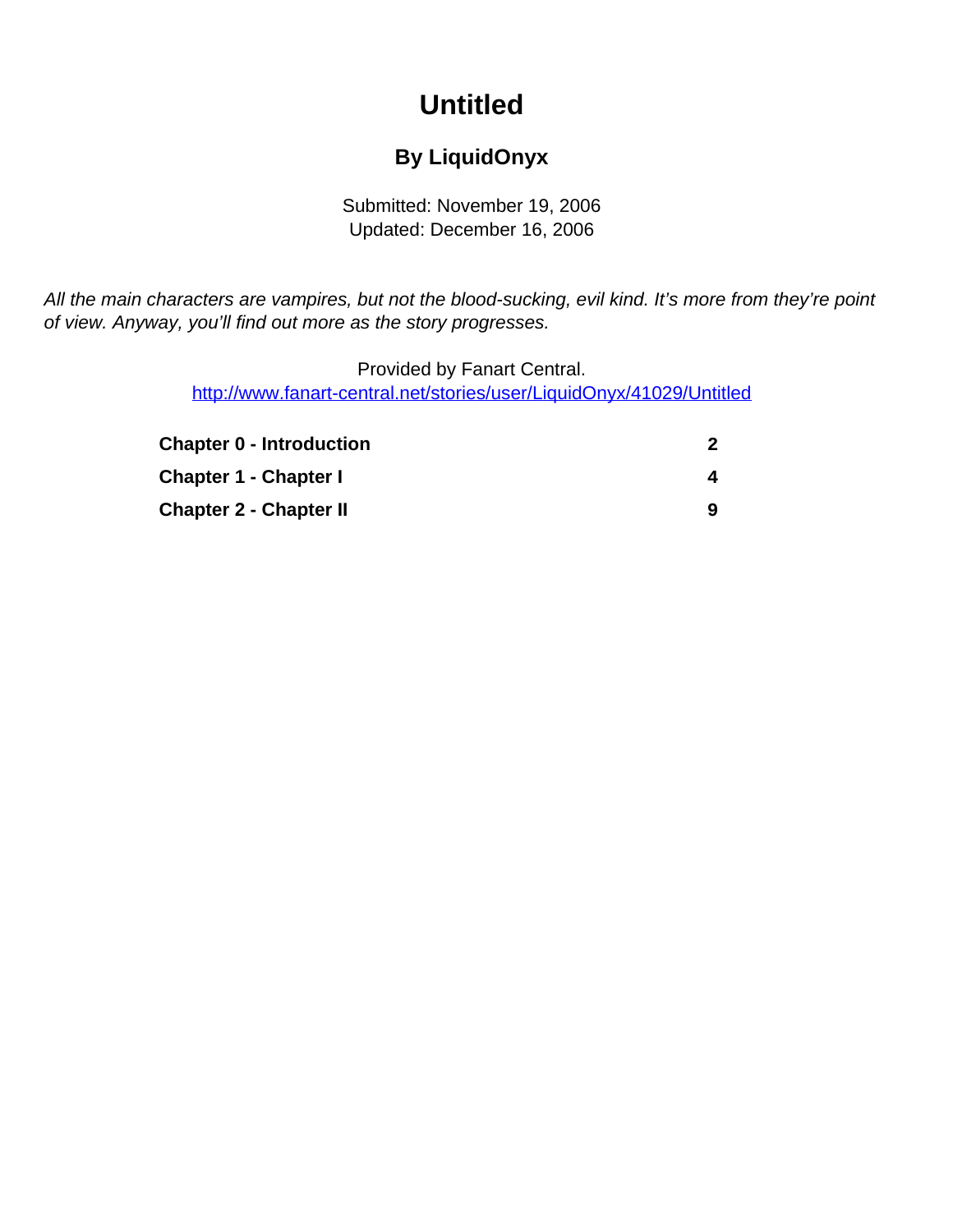# Untitled

## By LiquidOnyx

Submitted: November 19, 2006
Updated: December 16, 2006

*All the main characters are vampires, but not the blood-sucking, evil kind. It's more from they're point of view. Anyway, you'll find out more as the story progresses.*

Provided by Fanart Central.
[http://www.fanart-central.net/stories/user/LiquidOnyx/41029/Untitled](http://www.fanart-central.net/stories/user/LiquidOnyx/41029/Untitled)

| | |
|---|---|
| **Chapter 0 - Introduction** | **2** |
| **Chapter 1 - Chapter I** | **4** |
| **Chapter 2 - Chapter II** | **9** |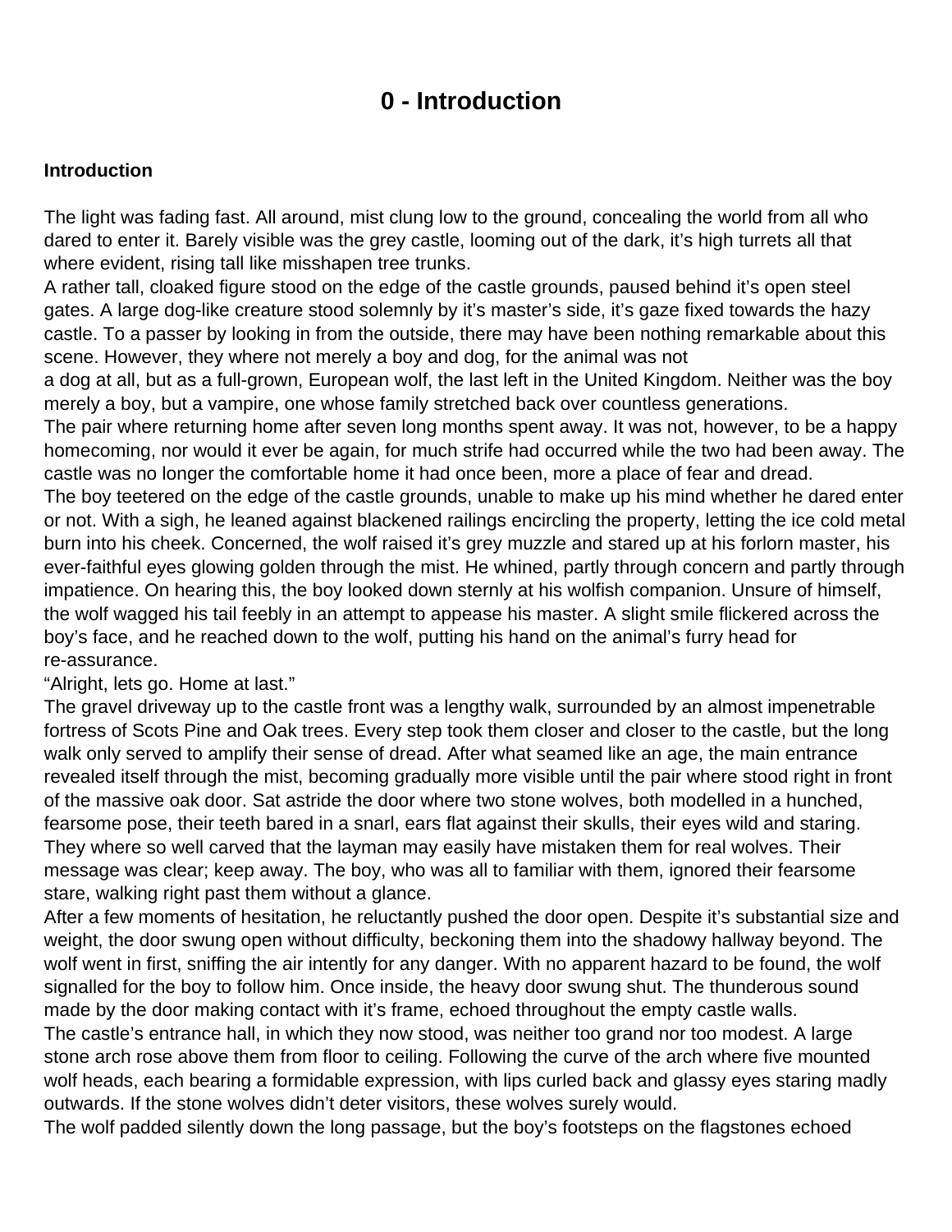# 0 - Introduction

**Introduction**

The light was fading fast. All around, mist clung low to the ground, concealing the world from all who dared to enter it. Barely visible was the grey castle, looming out of the dark, it's high turrets all that where evident, rising tall like misshapen tree trunks.

A rather tall, cloaked figure stood on the edge of the castle grounds, paused behind it's open steel gates. A large dog-like creature stood solemnly by it's master's side, it's gaze fixed towards the hazy castle. To a passer by looking in from the outside, there may have been nothing remarkable about this scene. However, they where not merely a boy and dog, for the animal was not a dog at all, but as a full-grown, European wolf, the last left in the United Kingdom. Neither was the boy merely a boy, but a vampire, one whose family stretched back over countless generations.

The pair where returning home after seven long months spent away. It was not, however, to be a happy homecoming, nor would it ever be again, for much strife had occurred while the two had been away. The castle was no longer the comfortable home it had once been, more a place of fear and dread.

The boy teetered on the edge of the castle grounds, unable to make up his mind whether he dared enter or not. With a sigh, he leaned against blackened railings encircling the property, letting the ice cold metal burn into his cheek. Concerned, the wolf raised it's grey muzzle and stared up at his forlorn master, his ever-faithful eyes glowing golden through the mist. He whined, partly through concern and partly through impatience. On hearing this, the boy looked down sternly at his wolfish companion. Unsure of himself, the wolf wagged his tail feebly in an attempt to appease his master. A slight smile flickered across the boy's face, and he reached down to the wolf, putting his hand on the animal's furry head for re-assurance.

"Alright, lets go. Home at last."

The gravel driveway up to the castle front was a lengthy walk, surrounded by an almost impenetrable fortress of Scots Pine and Oak trees. Every step took them closer and closer to the castle, but the long walk only served to amplify their sense of dread. After what seamed like an age, the main entrance revealed itself through the mist, becoming gradually more visible until the pair where stood right in front of the massive oak door. Sat astride the door where two stone wolves, both modelled in a hunched, fearsome pose, their teeth bared in a snarl, ears flat against their skulls, their eyes wild and staring. They where so well carved that the layman may easily have mistaken them for real wolves. Their message was clear; keep away. The boy, who was all to familiar with them, ignored their fearsome stare, walking right past them without a glance.

After a few moments of hesitation, he reluctantly pushed the door open. Despite it's substantial size and weight, the door swung open without difficulty, beckoning them into the shadowy hallway beyond. The wolf went in first, sniffing the air intently for any danger. With no apparent hazard to be found, the wolf signalled for the boy to follow him. Once inside, the heavy door swung shut. The thunderous sound made by the door making contact with it's frame, echoed throughout the empty castle walls.

The castle's entrance hall, in which they now stood, was neither too grand nor too modest. A large stone arch rose above them from floor to ceiling. Following the curve of the arch where five mounted wolf heads, each bearing a formidable expression, with lips curled back and glassy eyes staring madly outwards. If the stone wolves didn't deter visitors, these wolves surely would.

The wolf padded silently down the long passage, but the boy's footsteps on the flagstones echoed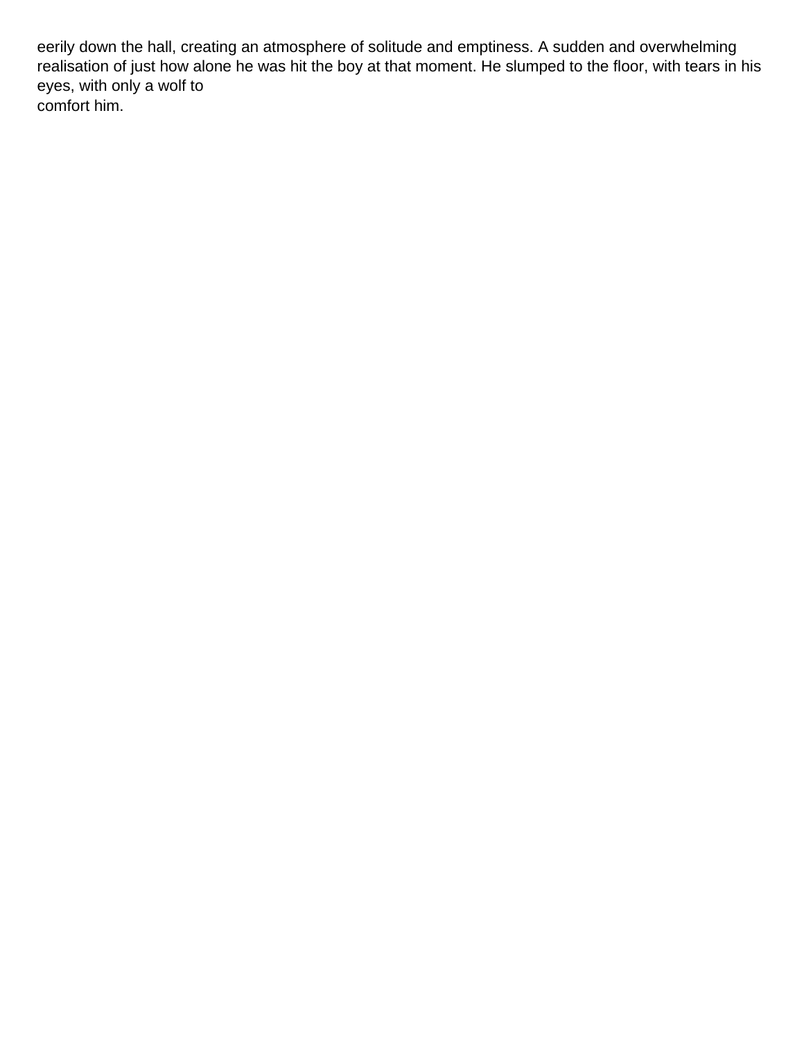eerily down the hall, creating an atmosphere of solitude and emptiness. A sudden and overwhelming realisation of just how alone he was hit the boy at that moment. He slumped to the floor, with tears in his eyes, with only a wolf to comfort him.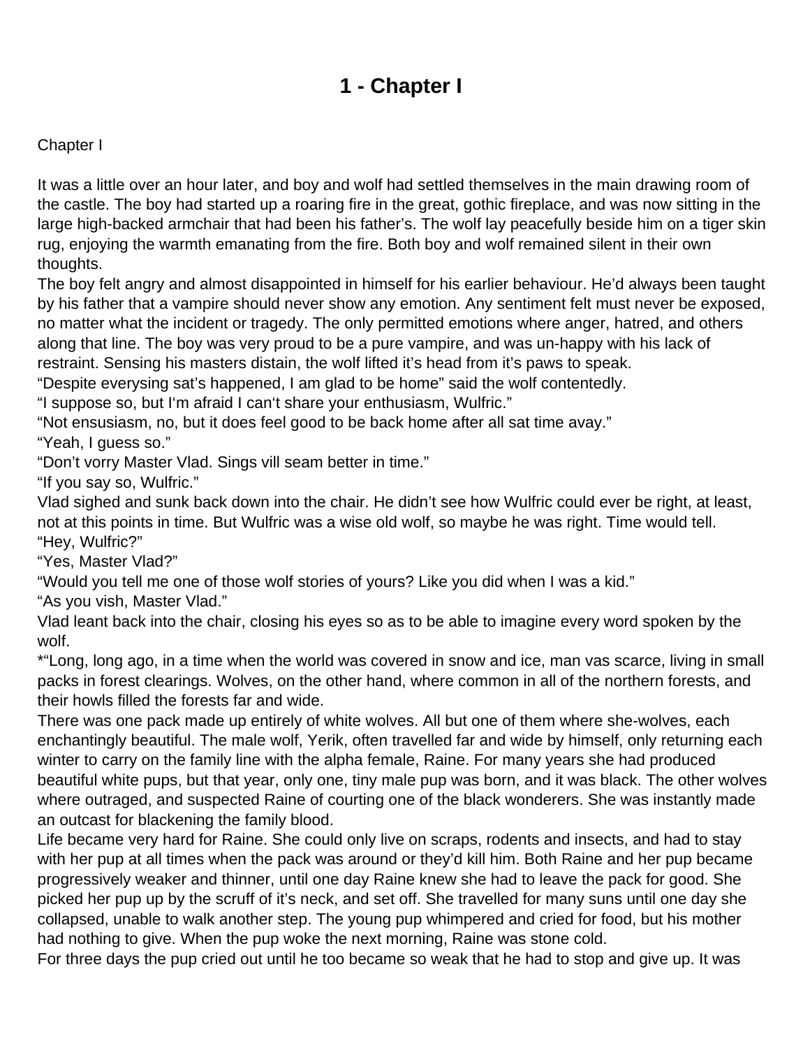# 1 - Chapter I

Chapter I

It was a little over an hour later, and boy and wolf had settled themselves in the main drawing room of the castle. The boy had started up a roaring fire in the great, gothic fireplace, and was now sitting in the large high-backed armchair that had been his father's. The wolf lay peacefully beside him on a tiger skin rug, enjoying the warmth emanating from the fire. Both boy and wolf remained silent in their own thoughts.

The boy felt angry and almost disappointed in himself for his earlier behaviour. He'd always been taught by his father that a vampire should never show any emotion. Any sentiment felt must never be exposed, no matter what the incident or tragedy. The only permitted emotions where anger, hatred, and others along that line. The boy was very proud to be a pure vampire, and was un-happy with his lack of restraint. Sensing his masters distain, the wolf lifted it's head from it's paws to speak.

"Despite everysing sat's happened, I am glad to be home" said the wolf contentedly.

"I suppose so, but I'm afraid I can't share your enthusiasm, Wulfric."

"Not ensusiasm, no, but it does feel good to be back home after all sat time avay."

"Yeah, I guess so."

"Don't vorry Master Vlad. Sings vill seam better in time."

"If you say so, Wulfric."

Vlad sighed and sunk back down into the chair. He didn't see how Wulfric could ever be right, at least, not at this points in time. But Wulfric was a wise old wolf, so maybe he was right. Time would tell.

"Hey, Wulfric?"

"Yes, Master Vlad?"

"Would you tell me one of those wolf stories of yours? Like you did when I was a kid."

"As you vish, Master Vlad."

Vlad leant back into the chair, closing his eyes so as to be able to imagine every word spoken by the wolf.

*"Long, long ago, in a time when the world was covered in snow and ice, man vas scarce, living in small packs in forest clearings. Wolves, on the other hand, where common in all of the northern forests, and their howls filled the forests far and wide.

There was one pack made up entirely of white wolves. All but one of them where she-wolves, each enchantingly beautiful. The male wolf, Yerik, often travelled far and wide by himself, only returning each winter to carry on the family line with the alpha female, Raine. For many years she had produced beautiful white pups, but that year, only one, tiny male pup was born, and it was black. The other wolves where outraged, and suspected Raine of courting one of the black wonderers. She was instantly made an outcast for blackening the family blood.

Life became very hard for Raine. She could only live on scraps, rodents and insects, and had to stay with her pup at all times when the pack was around or they'd kill him. Both Raine and her pup became progressively weaker and thinner, until one day Raine knew she had to leave the pack for good. She picked her pup up by the scruff of it's neck, and set off. She travelled for many suns until one day she collapsed, unable to walk another step. The young pup whimpered and cried for food, but his mother had nothing to give. When the pup woke the next morning, Raine was stone cold.

For three days the pup cried out until he too became so weak that he had to stop and give up. It was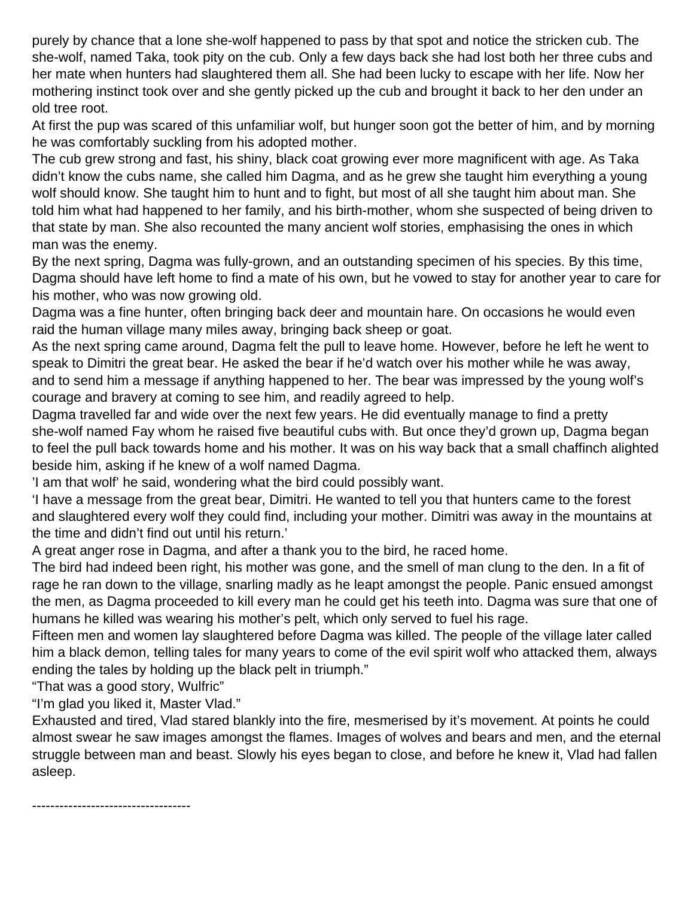purely by chance that a lone she-wolf happened to pass by that spot and notice the stricken cub. The she-wolf, named Taka, took pity on the cub. Only a few days back she had lost both her three cubs and her mate when hunters had slaughtered them all. She had been lucky to escape with her life. Now her mothering instinct took over and she gently picked up the cub and brought it back to her den under an old tree root.

At first the pup was scared of this unfamiliar wolf, but hunger soon got the better of him, and by morning he was comfortably suckling from his adopted mother.

The cub grew strong and fast, his shiny, black coat growing ever more magnificent with age. As Taka didn't know the cubs name, she called him Dagma, and as he grew she taught him everything a young wolf should know. She taught him to hunt and to fight, but most of all she taught him about man. She told him what had happened to her family, and his birth-mother, whom she suspected of being driven to that state by man. She also recounted the many ancient wolf stories, emphasising the ones in which man was the enemy.

By the next spring, Dagma was fully-grown, and an outstanding specimen of his species. By this time, Dagma should have left home to find a mate of his own, but he vowed to stay for another year to care for his mother, who was now growing old.

Dagma was a fine hunter, often bringing back deer and mountain hare. On occasions he would even raid the human village many miles away, bringing back sheep or goat.

As the next spring came around, Dagma felt the pull to leave home. However, before he left he went to speak to Dimitri the great bear. He asked the bear if he'd watch over his mother while he was away, and to send him a message if anything happened to her. The bear was impressed by the young wolf's courage and bravery at coming to see him, and readily agreed to help.

Dagma travelled far and wide over the next few years. He did eventually manage to find a pretty she-wolf named Fay whom he raised five beautiful cubs with. But once they'd grown up, Dagma began to feel the pull back towards home and his mother. It was on his way back that a small chaffinch alighted beside him, asking if he knew of a wolf named Dagma.

'I am that wolf' he said, wondering what the bird could possibly want.

'I have a message from the great bear, Dimitri. He wanted to tell you that hunters came to the forest and slaughtered every wolf they could find, including your mother. Dimitri was away in the mountains at the time and didn't find out until his return.'

A great anger rose in Dagma, and after a thank you to the bird, he raced home.

The bird had indeed been right, his mother was gone, and the smell of man clung to the den. In a fit of rage he ran down to the village, snarling madly as he leapt amongst the people. Panic ensued amongst the men, as Dagma proceeded to kill every man he could get his teeth into. Dagma was sure that one of humans he killed was wearing his mother's pelt, which only served to fuel his rage.

Fifteen men and women lay slaughtered before Dagma was killed. The people of the village later called him a black demon, telling tales for many years to come of the evil spirit wolf who attacked them, always ending the tales by holding up the black pelt in triumph."

"That was a good story, Wulfric"

"I'm glad you liked it, Master Vlad."

Exhausted and tired, Vlad stared blankly into the fire, mesmerised by it's movement. At points he could almost swear he saw images amongst the flames. Images of wolves and bears and men, and the eternal struggle between man and beast. Slowly his eyes began to close, and before he knew it, Vlad had fallen asleep.

-----------------------------------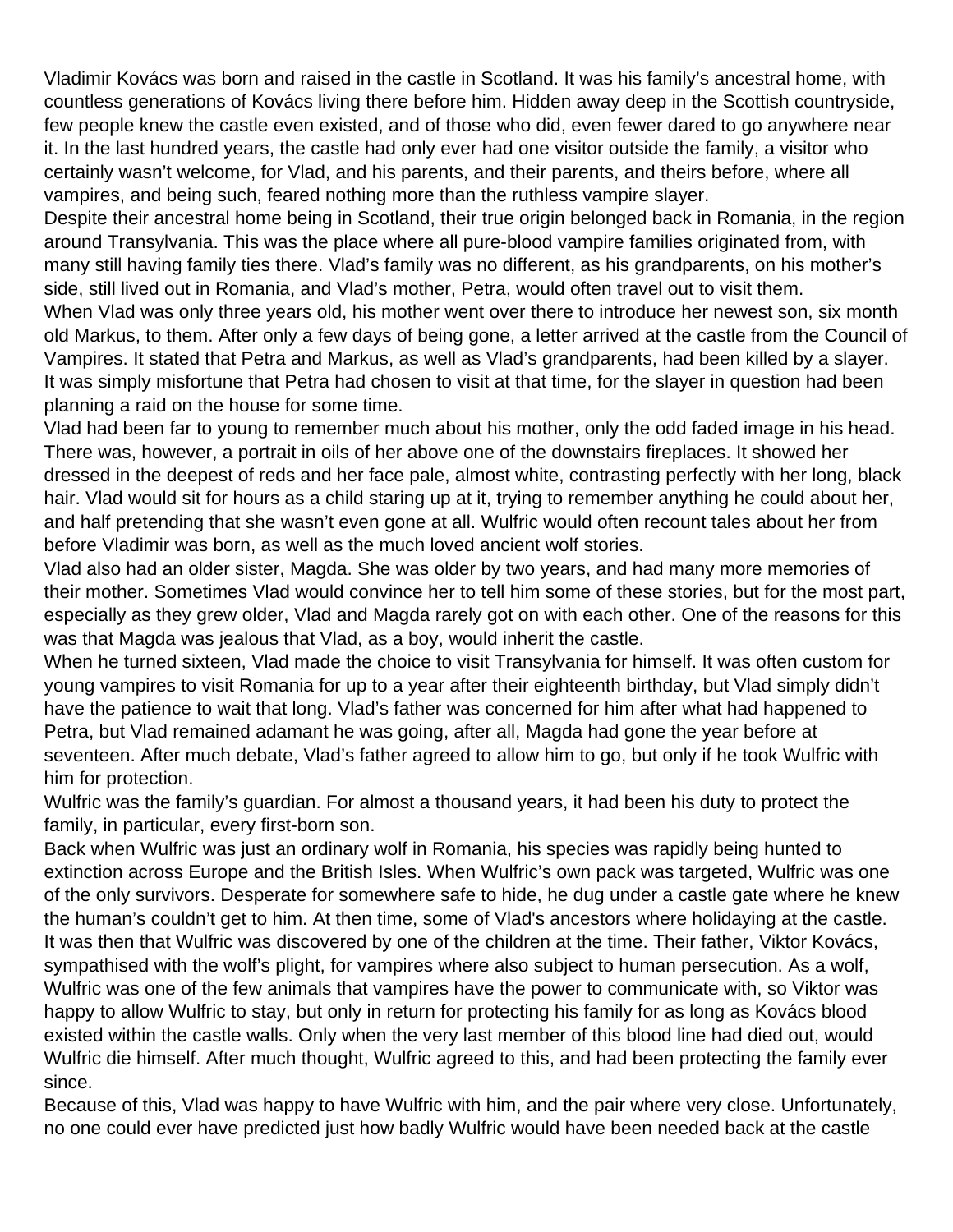Vladimir Kovács was born and raised in the castle in Scotland. It was his family's ancestral home, with countless generations of Kovács living there before him. Hidden away deep in the Scottish countryside, few people knew the castle even existed, and of those who did, even fewer dared to go anywhere near it. In the last hundred years, the castle had only ever had one visitor outside the family, a visitor who certainly wasn't welcome, for Vlad, and his parents, and their parents, and theirs before, where all vampires, and being such, feared nothing more than the ruthless vampire slayer.

Despite their ancestral home being in Scotland, their true origin belonged back in Romania, in the region around Transylvania. This was the place where all pure-blood vampire families originated from, with many still having family ties there. Vlad's family was no different, as his grandparents, on his mother's side, still lived out in Romania, and Vlad's mother, Petra, would often travel out to visit them.

When Vlad was only three years old, his mother went over there to introduce her newest son, six month old Markus, to them. After only a few days of being gone, a letter arrived at the castle from the Council of Vampires. It stated that Petra and Markus, as well as Vlad's grandparents, had been killed by a slayer. It was simply misfortune that Petra had chosen to visit at that time, for the slayer in question had been planning a raid on the house for some time.

Vlad had been far to young to remember much about his mother, only the odd faded image in his head. There was, however, a portrait in oils of her above one of the downstairs fireplaces. It showed her dressed in the deepest of reds and her face pale, almost white, contrasting perfectly with her long, black hair. Vlad would sit for hours as a child staring up at it, trying to remember anything he could about her, and half pretending that she wasn't even gone at all. Wulfric would often recount tales about her from before Vladimir was born, as well as the much loved ancient wolf stories.

Vlad also had an older sister, Magda. She was older by two years, and had many more memories of their mother. Sometimes Vlad would convince her to tell him some of these stories, but for the most part, especially as they grew older, Vlad and Magda rarely got on with each other. One of the reasons for this was that Magda was jealous that Vlad, as a boy, would inherit the castle.

When he turned sixteen, Vlad made the choice to visit Transylvania for himself. It was often custom for young vampires to visit Romania for up to a year after their eighteenth birthday, but Vlad simply didn't have the patience to wait that long. Vlad's father was concerned for him after what had happened to Petra, but Vlad remained adamant he was going, after all, Magda had gone the year before at seventeen. After much debate, Vlad's father agreed to allow him to go, but only if he took Wulfric with him for protection.

Wulfric was the family's guardian. For almost a thousand years, it had been his duty to protect the family, in particular, every first-born son.

Back when Wulfric was just an ordinary wolf in Romania, his species was rapidly being hunted to extinction across Europe and the British Isles. When Wulfric's own pack was targeted, Wulfric was one of the only survivors. Desperate for somewhere safe to hide, he dug under a castle gate where he knew the human's couldn't get to him. At then time, some of Vlad's ancestors where holidaying at the castle. It was then that Wulfric was discovered by one of the children at the time. Their father, Viktor Kovács, sympathised with the wolf's plight, for vampires where also subject to human persecution. As a wolf, Wulfric was one of the few animals that vampires have the power to communicate with, so Viktor was happy to allow Wulfric to stay, but only in return for protecting his family for as long as Kovács blood existed within the castle walls. Only when the very last member of this blood line had died out, would Wulfric die himself. After much thought, Wulfric agreed to this, and had been protecting the family ever since.

Because of this, Vlad was happy to have Wulfric with him, and the pair where very close. Unfortunately, no one could ever have predicted just how badly Wulfric would have been needed back at the castle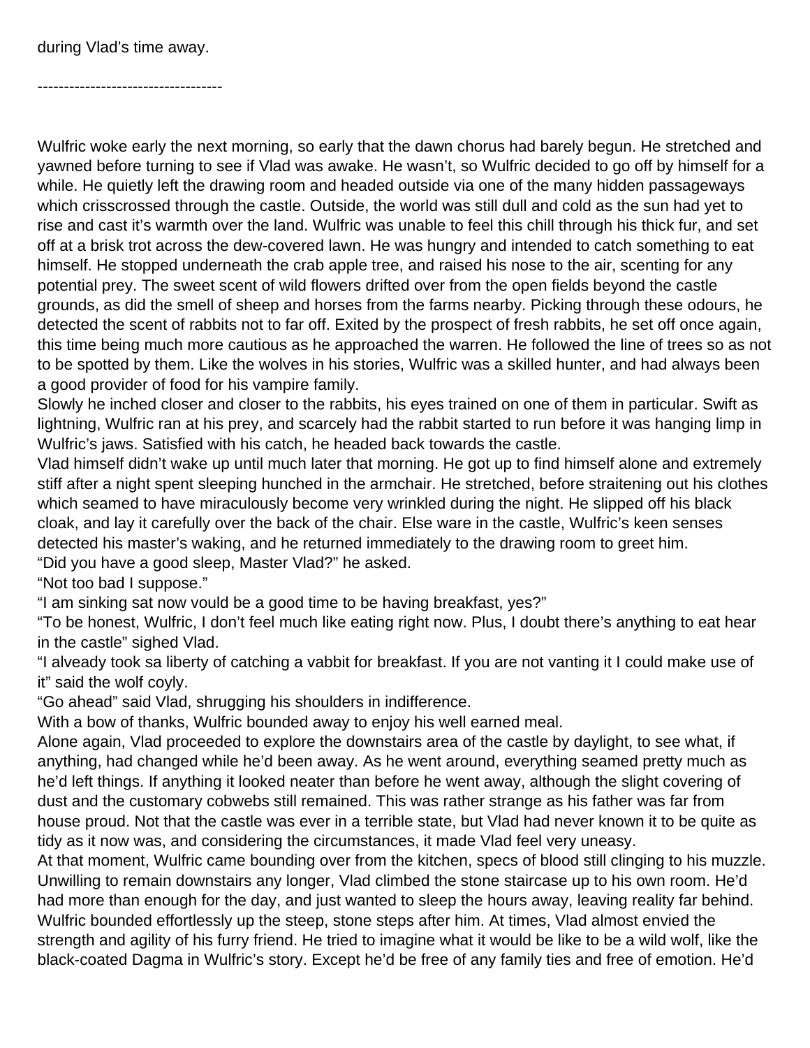during Vlad's time away.

-----------------------------------

Wulfric woke early the next morning, so early that the dawn chorus had barely begun. He stretched and yawned before turning to see if Vlad was awake. He wasn't, so Wulfric decided to go off by himself for a while. He quietly left the drawing room and headed outside via one of the many hidden passageways which crisscrossed through the castle. Outside, the world was still dull and cold as the sun had yet to rise and cast it's warmth over the land. Wulfric was unable to feel this chill through his thick fur, and set off at a brisk trot across the dew-covered lawn. He was hungry and intended to catch something to eat himself. He stopped underneath the crab apple tree, and raised his nose to the air, scenting for any potential prey. The sweet scent of wild flowers drifted over from the open fields beyond the castle grounds, as did the smell of sheep and horses from the farms nearby. Picking through these odours, he detected the scent of rabbits not to far off. Exited by the prospect of fresh rabbits, he set off once again, this time being much more cautious as he approached the warren. He followed the line of trees so as not to be spotted by them. Like the wolves in his stories, Wulfric was a skilled hunter, and had always been a good provider of food for his vampire family.

Slowly he inched closer and closer to the rabbits, his eyes trained on one of them in particular. Swift as lightning, Wulfric ran at his prey, and scarcely had the rabbit started to run before it was hanging limp in Wulfric's jaws. Satisfied with his catch, he headed back towards the castle.

Vlad himself didn't wake up until much later that morning. He got up to find himself alone and extremely stiff after a night spent sleeping hunched in the armchair. He stretched, before straitening out his clothes which seamed to have miraculously become very wrinkled during the night. He slipped off his black cloak, and lay it carefully over the back of the chair. Else ware in the castle, Wulfric's keen senses detected his master's waking, and he returned immediately to the drawing room to greet him.

"Did you have a good sleep, Master Vlad?" he asked.

"Not too bad I suppose."

"I am sinking sat now vould be a good time to be having breakfast, yes?"

"To be honest, Wulfric, I don't feel much like eating right now. Plus, I doubt there's anything to eat hear in the castle" sighed Vlad.

"I alveady took sa liberty of catching a vabbit for breakfast. If you are not vanting it I could make use of it" said the wolf coyly.

"Go ahead" said Vlad, shrugging his shoulders in indifference.

With a bow of thanks, Wulfric bounded away to enjoy his well earned meal.

Alone again, Vlad proceeded to explore the downstairs area of the castle by daylight, to see what, if anything, had changed while he'd been away. As he went around, everything seamed pretty much as he'd left things. If anything it looked neater than before he went away, although the slight covering of dust and the customary cobwebs still remained. This was rather strange as his father was far from house proud. Not that the castle was ever in a terrible state, but Vlad had never known it to be quite as tidy as it now was, and considering the circumstances, it made Vlad feel very uneasy.

At that moment, Wulfric came bounding over from the kitchen, specs of blood still clinging to his muzzle. Unwilling to remain downstairs any longer, Vlad climbed the stone staircase up to his own room. He'd had more than enough for the day, and just wanted to sleep the hours away, leaving reality far behind. Wulfric bounded effortlessly up the steep, stone steps after him. At times, Vlad almost envied the strength and agility of his furry friend. He tried to imagine what it would be like to be a wild wolf, like the black-coated Dagma in Wulfric's story. Except he'd be free of any family ties and free of emotion. He'd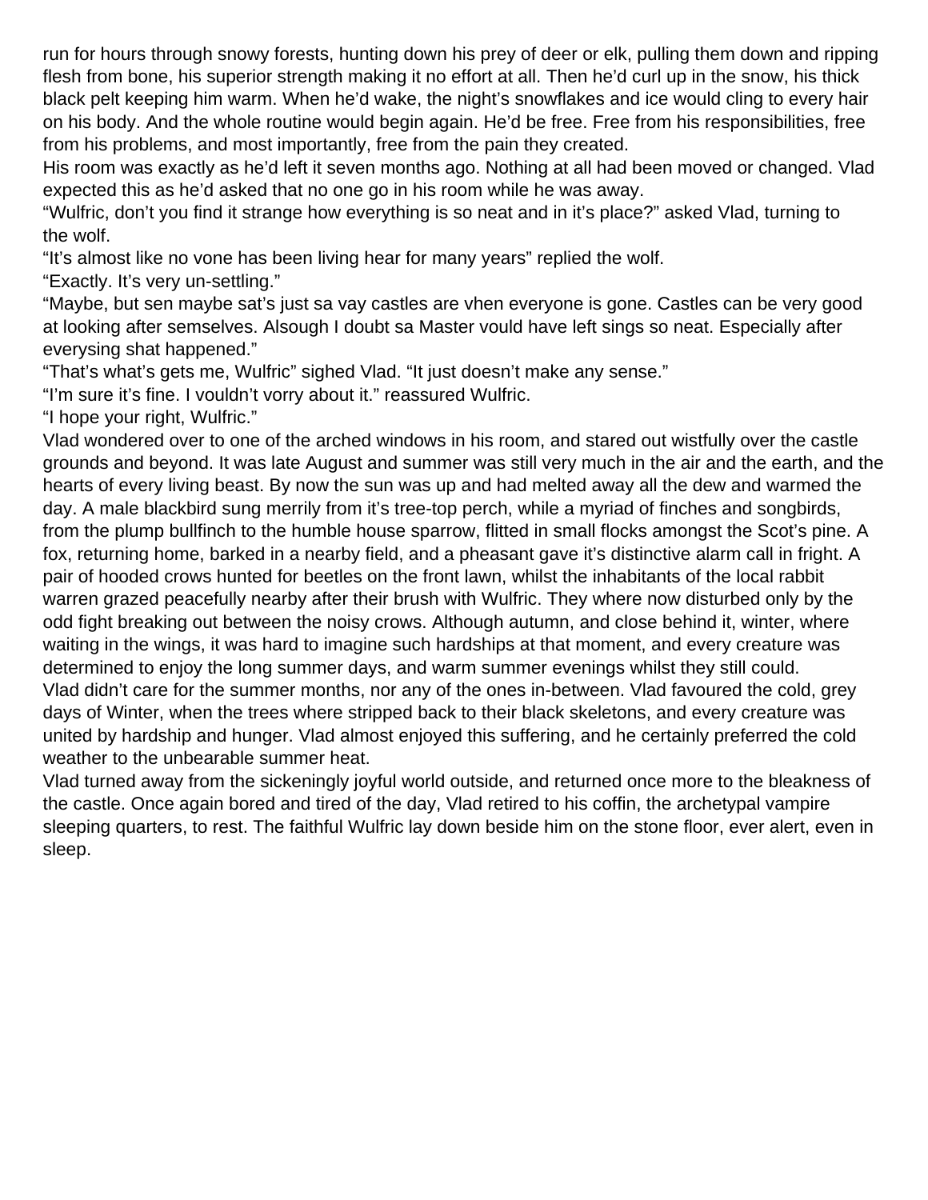run for hours through snowy forests, hunting down his prey of deer or elk, pulling them down and ripping flesh from bone, his superior strength making it no effort at all. Then he'd curl up in the snow, his thick black pelt keeping him warm. When he'd wake, the night's snowflakes and ice would cling to every hair on his body. And the whole routine would begin again. He'd be free. Free from his responsibilities, free from his problems, and most importantly, free from the pain they created.

His room was exactly as he'd left it seven months ago. Nothing at all had been moved or changed. Vlad expected this as he'd asked that no one go in his room while he was away.

"Wulfric, don't you find it strange how everything is so neat and in it's place?" asked Vlad, turning to the wolf.

"It's almost like no vone has been living hear for many years" replied the wolf.

"Exactly. It's very un-settling."

"Maybe, but sen maybe sat's just sa vay castles are vhen everyone is gone. Castles can be very good at looking after semselves. Alsough I doubt sa Master vould have left sings so neat. Especially after everysing shat happened."

"That's what's gets me, Wulfric" sighed Vlad. "It just doesn't make any sense."

"I'm sure it's fine. I vouldn't vorry about it." reassured Wulfric.

"I hope your right, Wulfric."

Vlad wondered over to one of the arched windows in his room, and stared out wistfully over the castle grounds and beyond. It was late August and summer was still very much in the air and the earth, and the hearts of every living beast. By now the sun was up and had melted away all the dew and warmed the day. A male blackbird sung merrily from it's tree-top perch, while a myriad of finches and songbirds, from the plump bullfinch to the humble house sparrow, flitted in small flocks amongst the Scot's pine. A fox, returning home, barked in a nearby field, and a pheasant gave it's distinctive alarm call in fright. A pair of hooded crows hunted for beetles on the front lawn, whilst the inhabitants of the local rabbit warren grazed peacefully nearby after their brush with Wulfric. They where now disturbed only by the odd fight breaking out between the noisy crows. Although autumn, and close behind it, winter, where waiting in the wings, it was hard to imagine such hardships at that moment, and every creature was determined to enjoy the long summer days, and warm summer evenings whilst they still could.

Vlad didn't care for the summer months, nor any of the ones in-between. Vlad favoured the cold, grey days of Winter, when the trees where stripped back to their black skeletons, and every creature was united by hardship and hunger. Vlad almost enjoyed this suffering, and he certainly preferred the cold weather to the unbearable summer heat.

Vlad turned away from the sickeningly joyful world outside, and returned once more to the bleakness of the castle. Once again bored and tired of the day, Vlad retired to his coffin, the archetypal vampire sleeping quarters, to rest. The faithful Wulfric lay down beside him on the stone floor, ever alert, even in sleep.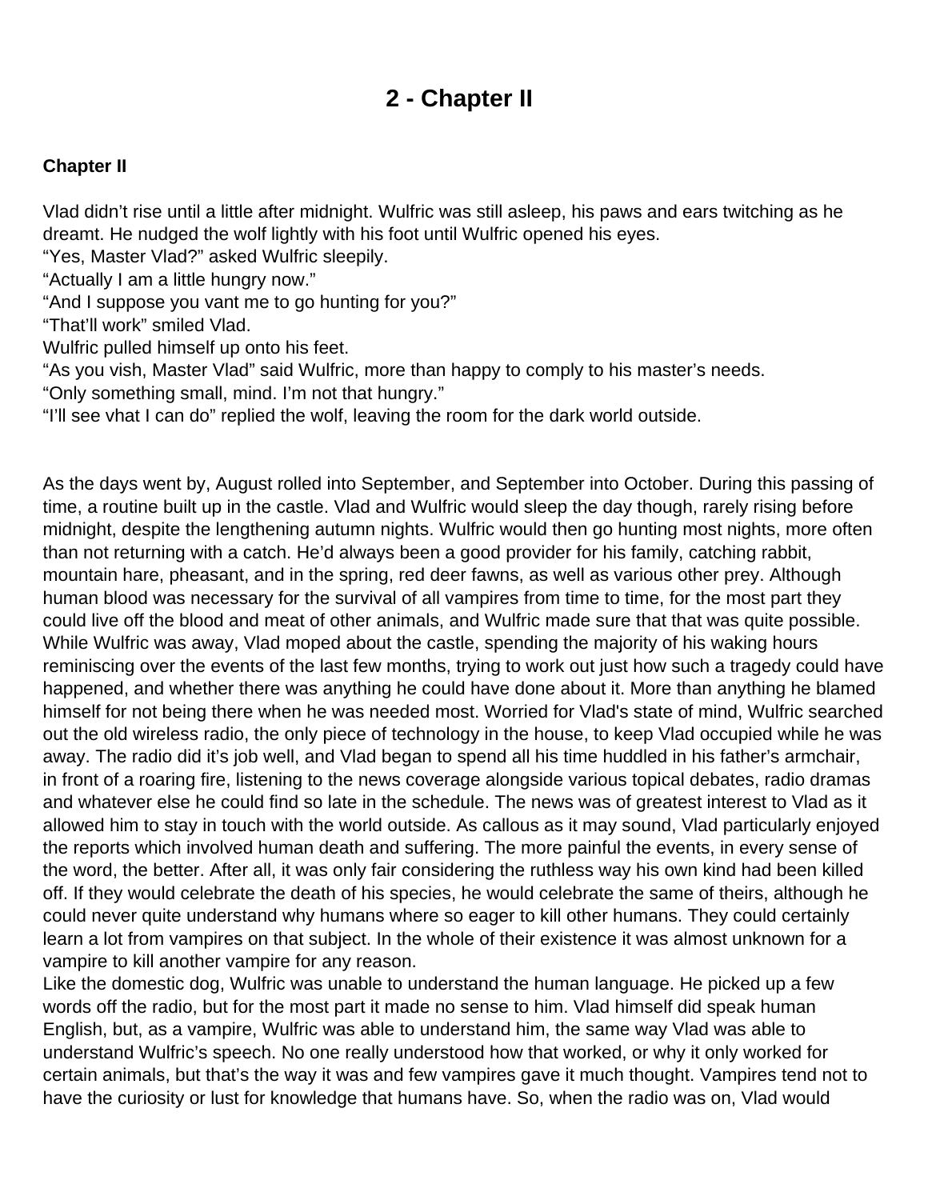# 2 - Chapter II

**Chapter II**

Vlad didn't rise until a little after midnight. Wulfric was still asleep, his paws and ears twitching as he dreamt. He nudged the wolf lightly with his foot until Wulfric opened his eyes.
"Yes, Master Vlad?" asked Wulfric sleepily.
"Actually I am a little hungry now."
"And I suppose you vant me to go hunting for you?"
"That'll work" smiled Vlad.
Wulfric pulled himself up onto his feet.
"As you vish, Master Vlad" said Wulfric, more than happy to comply to his master's needs.
"Only something small, mind. I'm not that hungry."
"I'll see vhat I can do" replied the wolf, leaving the room for the dark world outside.

As the days went by, August rolled into September, and September into October. During this passing of time, a routine built up in the castle. Vlad and Wulfric would sleep the day though, rarely rising before midnight, despite the lengthening autumn nights. Wulfric would then go hunting most nights, more often than not returning with a catch. He'd always been a good provider for his family, catching rabbit, mountain hare, pheasant, and in the spring, red deer fawns, as well as various other prey. Although human blood was necessary for the survival of all vampires from time to time, for the most part they could live off the blood and meat of other animals, and Wulfric made sure that that was quite possible. While Wulfric was away, Vlad moped about the castle, spending the majority of his waking hours reminiscing over the events of the last few months, trying to work out just how such a tragedy could have happened, and whether there was anything he could have done about it. More than anything he blamed himself for not being there when he was needed most. Worried for Vlad's state of mind, Wulfric searched out the old wireless radio, the only piece of technology in the house, to keep Vlad occupied while he was away. The radio did it's job well, and Vlad began to spend all his time huddled in his father's armchair, in front of a roaring fire, listening to the news coverage alongside various topical debates, radio dramas and whatever else he could find so late in the schedule. The news was of greatest interest to Vlad as it allowed him to stay in touch with the world outside. As callous as it may sound, Vlad particularly enjoyed the reports which involved human death and suffering. The more painful the events, in every sense of the word, the better. After all, it was only fair considering the ruthless way his own kind had been killed off. If they would celebrate the death of his species, he would celebrate the same of theirs, although he could never quite understand why humans where so eager to kill other humans. They could certainly learn a lot from vampires on that subject. In the whole of their existence it was almost unknown for a vampire to kill another vampire for any reason.
Like the domestic dog, Wulfric was unable to understand the human language. He picked up a few words off the radio, but for the most part it made no sense to him. Vlad himself did speak human English, but, as a vampire, Wulfric was able to understand him, the same way Vlad was able to understand Wulfric's speech. No one really understood how that worked, or why it only worked for certain animals, but that's the way it was and few vampires gave it much thought. Vampires tend not to have the curiosity or lust for knowledge that humans have. So, when the radio was on, Vlad would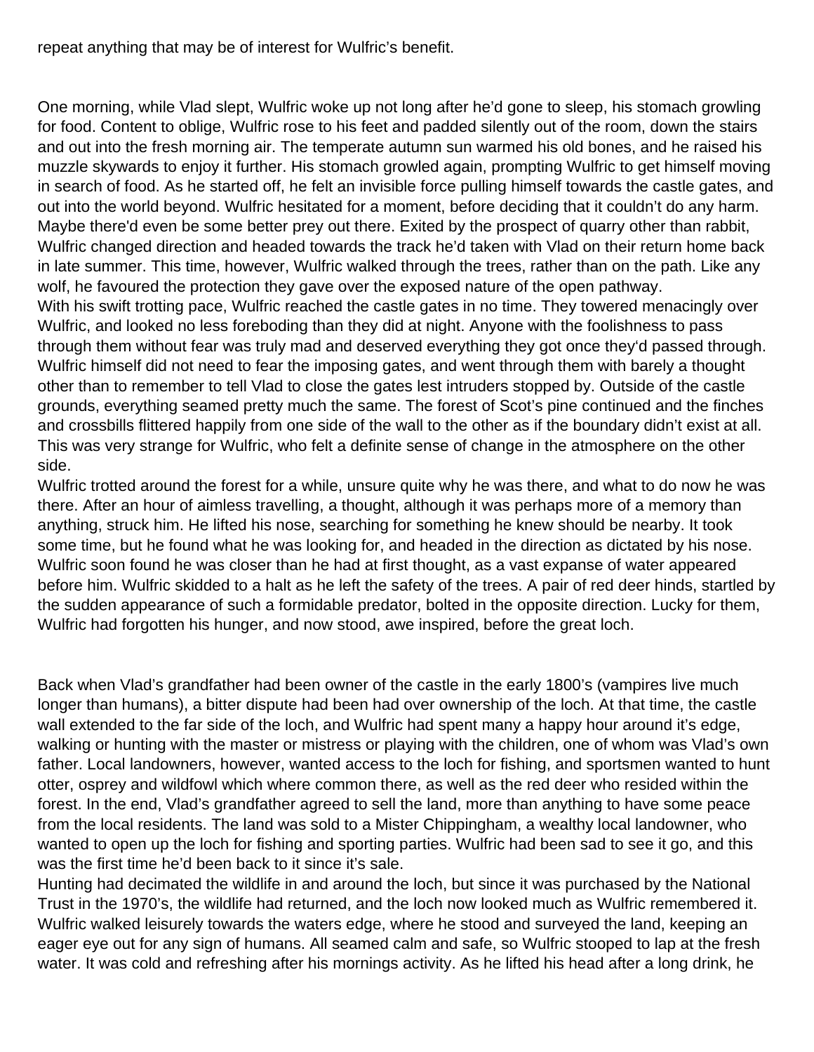repeat anything that may be of interest for Wulfric's benefit.

One morning, while Vlad slept, Wulfric woke up not long after he'd gone to sleep, his stomach growling for food. Content to oblige, Wulfric rose to his feet and padded silently out of the room, down the stairs and out into the fresh morning air. The temperate autumn sun warmed his old bones, and he raised his muzzle skywards to enjoy it further. His stomach growled again, prompting Wulfric to get himself moving in search of food. As he started off, he felt an invisible force pulling himself towards the castle gates, and out into the world beyond. Wulfric hesitated for a moment, before deciding that it couldn't do any harm. Maybe there'd even be some better prey out there. Exited by the prospect of quarry other than rabbit, Wulfric changed direction and headed towards the track he'd taken with Vlad on their return home back in late summer. This time, however, Wulfric walked through the trees, rather than on the path. Like any wolf, he favoured the protection they gave over the exposed nature of the open pathway.
With his swift trotting pace, Wulfric reached the castle gates in no time. They towered menacingly over Wulfric, and looked no less foreboding than they did at night. Anyone with the foolishness to pass through them without fear was truly mad and deserved everything they got once they'd passed through. Wulfric himself did not need to fear the imposing gates, and went through them with barely a thought other than to remember to tell Vlad to close the gates lest intruders stopped by. Outside of the castle grounds, everything seamed pretty much the same. The forest of Scot's pine continued and the finches and crossbills flittered happily from one side of the wall to the other as if the boundary didn't exist at all. This was very strange for Wulfric, who felt a definite sense of change in the atmosphere on the other side.
Wulfric trotted around the forest for a while, unsure quite why he was there, and what to do now he was there. After an hour of aimless travelling, a thought, although it was perhaps more of a memory than anything, struck him. He lifted his nose, searching for something he knew should be nearby. It took some time, but he found what he was looking for, and headed in the direction as dictated by his nose. Wulfric soon found he was closer than he had at first thought, as a vast expanse of water appeared before him. Wulfric skidded to a halt as he left the safety of the trees. A pair of red deer hinds, startled by the sudden appearance of such a formidable predator, bolted in the opposite direction. Lucky for them, Wulfric had forgotten his hunger, and now stood, awe inspired, before the great loch.

Back when Vlad's grandfather had been owner of the castle in the early 1800's (vampires live much longer than humans), a bitter dispute had been had over ownership of the loch. At that time, the castle wall extended to the far side of the loch, and Wulfric had spent many a happy hour around it's edge, walking or hunting with the master or mistress or playing with the children, one of whom was Vlad's own father. Local landowners, however, wanted access to the loch for fishing, and sportsmen wanted to hunt otter, osprey and wildfowl which where common there, as well as the red deer who resided within the forest. In the end, Vlad's grandfather agreed to sell the land, more than anything to have some peace from the local residents. The land was sold to a Mister Chippingham, a wealthy local landowner, who wanted to open up the loch for fishing and sporting parties. Wulfric had been sad to see it go, and this was the first time he'd been back to it since it's sale.
Hunting had decimated the wildlife in and around the loch, but since it was purchased by the National Trust in the 1970's, the wildlife had returned, and the loch now looked much as Wulfric remembered it. Wulfric walked leisurely towards the waters edge, where he stood and surveyed the land, keeping an eager eye out for any sign of humans. All seamed calm and safe, so Wulfric stooped to lap at the fresh water. It was cold and refreshing after his mornings activity. As he lifted his head after a long drink, he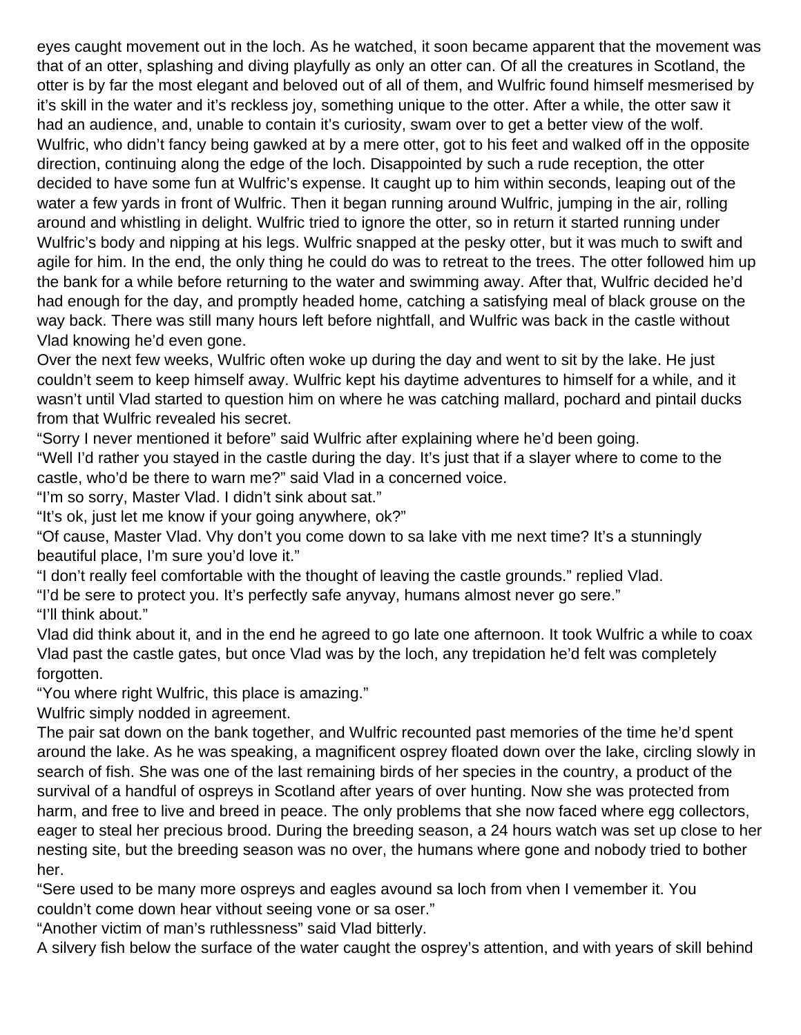eyes caught movement out in the loch. As he watched, it soon became apparent that the movement was that of an otter, splashing and diving playfully as only an otter can. Of all the creatures in Scotland, the otter is by far the most elegant and beloved out of all of them, and Wulfric found himself mesmerised by it's skill in the water and it's reckless joy, something unique to the otter. After a while, the otter saw it had an audience, and, unable to contain it's curiosity, swam over to get a better view of the wolf. Wulfric, who didn't fancy being gawked at by a mere otter, got to his feet and walked off in the opposite direction, continuing along the edge of the loch. Disappointed by such a rude reception, the otter decided to have some fun at Wulfric's expense. It caught up to him within seconds, leaping out of the water a few yards in front of Wulfric. Then it began running around Wulfric, jumping in the air, rolling around and whistling in delight. Wulfric tried to ignore the otter, so in return it started running under Wulfric's body and nipping at his legs. Wulfric snapped at the pesky otter, but it was much to swift and agile for him. In the end, the only thing he could do was to retreat to the trees. The otter followed him up the bank for a while before returning to the water and swimming away. After that, Wulfric decided he'd had enough for the day, and promptly headed home, catching a satisfying meal of black grouse on the way back. There was still many hours left before nightfall, and Wulfric was back in the castle without Vlad knowing he'd even gone.

Over the next few weeks, Wulfric often woke up during the day and went to sit by the lake. He just couldn't seem to keep himself away. Wulfric kept his daytime adventures to himself for a while, and it wasn't until Vlad started to question him on where he was catching mallard, pochard and pintail ducks from that Wulfric revealed his secret.

"Sorry I never mentioned it before" said Wulfric after explaining where he'd been going.

"Well I'd rather you stayed in the castle during the day. It's just that if a slayer where to come to the castle, who'd be there to warn me?" said Vlad in a concerned voice.

"I'm so sorry, Master Vlad. I didn't sink about sat."

"It's ok, just let me know if your going anywhere, ok?"

"Of cause, Master Vlad. Vhy don't you come down to sa lake vith me next time? It's a stunningly beautiful place, I'm sure you'd love it."

"I don't really feel comfortable with the thought of leaving the castle grounds." replied Vlad.

"I'd be sere to protect you. It's perfectly safe anyvay, humans almost never go sere."

"I'll think about."

Vlad did think about it, and in the end he agreed to go late one afternoon. It took Wulfric a while to coax Vlad past the castle gates, but once Vlad was by the loch, any trepidation he'd felt was completely forgotten.

"You where right Wulfric, this place is amazing."

Wulfric simply nodded in agreement.

The pair sat down on the bank together, and Wulfric recounted past memories of the time he'd spent around the lake. As he was speaking, a magnificent osprey floated down over the lake, circling slowly in search of fish. She was one of the last remaining birds of her species in the country, a product of the survival of a handful of ospreys in Scotland after years of over hunting. Now she was protected from harm, and free to live and breed in peace. The only problems that she now faced where egg collectors, eager to steal her precious brood. During the breeding season, a 24 hours watch was set up close to her nesting site, but the breeding season was no over, the humans where gone and nobody tried to bother her.

"Sere used to be many more ospreys and eagles avound sa loch from vhen I vemember it. You couldn't come down hear vithout seeing vone or sa oser."

"Another victim of man's ruthlessness" said Vlad bitterly.

A silvery fish below the surface of the water caught the osprey's attention, and with years of skill behind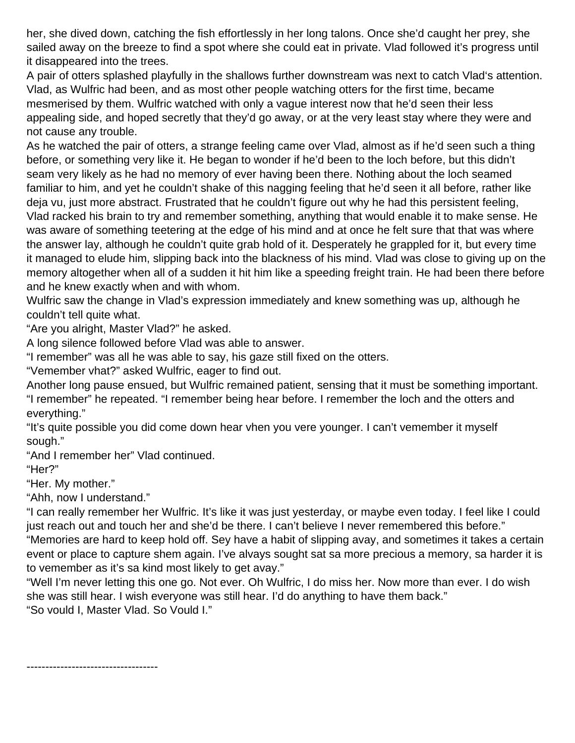her, she dived down, catching the fish effortlessly in her long talons. Once she'd caught her prey, she sailed away on the breeze to find a spot where she could eat in private. Vlad followed it's progress until it disappeared into the trees.

A pair of otters splashed playfully in the shallows further downstream was next to catch Vlad's attention. Vlad, as Wulfric had been, and as most other people watching otters for the first time, became mesmerised by them. Wulfric watched with only a vague interest now that he'd seen their less appealing side, and hoped secretly that they'd go away, or at the very least stay where they were and not cause any trouble.

As he watched the pair of otters, a strange feeling came over Vlad, almost as if he'd seen such a thing before, or something very like it. He began to wonder if he'd been to the loch before, but this didn't seam very likely as he had no memory of ever having been there. Nothing about the loch seamed familiar to him, and yet he couldn't shake of this nagging feeling that he'd seen it all before, rather like deja vu, just more abstract. Frustrated that he couldn't figure out why he had this persistent feeling, Vlad racked his brain to try and remember something, anything that would enable it to make sense. He was aware of something teetering at the edge of his mind and at once he felt sure that that was where the answer lay, although he couldn't quite grab hold of it. Desperately he grappled for it, but every time it managed to elude him, slipping back into the blackness of his mind. Vlad was close to giving up on the memory altogether when all of a sudden it hit him like a speeding freight train. He had been there before and he knew exactly when and with whom.

Wulfric saw the change in Vlad's expression immediately and knew something was up, although he couldn't tell quite what.

"Are you alright, Master Vlad?" he asked.

A long silence followed before Vlad was able to answer.

"I remember" was all he was able to say, his gaze still fixed on the otters.

"Vemember vhat?" asked Wulfric, eager to find out.

Another long pause ensued, but Wulfric remained patient, sensing that it must be something important.

"I remember" he repeated. "I remember being hear before. I remember the loch and the otters and everything."

"It's quite possible you did come down hear vhen you vere younger. I can't vemember it myself sough."

"And I remember her" Vlad continued.

"Her?"

"Her. My mother."

"Ahh, now I understand."

"I can really remember her Wulfric. It's like it was just yesterday, or maybe even today. I feel like I could just reach out and touch her and she'd be there. I can't believe I never remembered this before."

"Memories are hard to keep hold off. Sey have a habit of slipping avay, and sometimes it takes a certain event or place to capture shem again. I've alvays sought sat sa more precious a memory, sa harder it is to vemember as it's sa kind most likely to get avay."

"Well I'm never letting this one go. Not ever. Oh Wulfric, I do miss her. Now more than ever. I do wish she was still hear. I wish everyone was still hear. I'd do anything to have them back."

"So vould I, Master Vlad. So Vould I."

-----------------------------------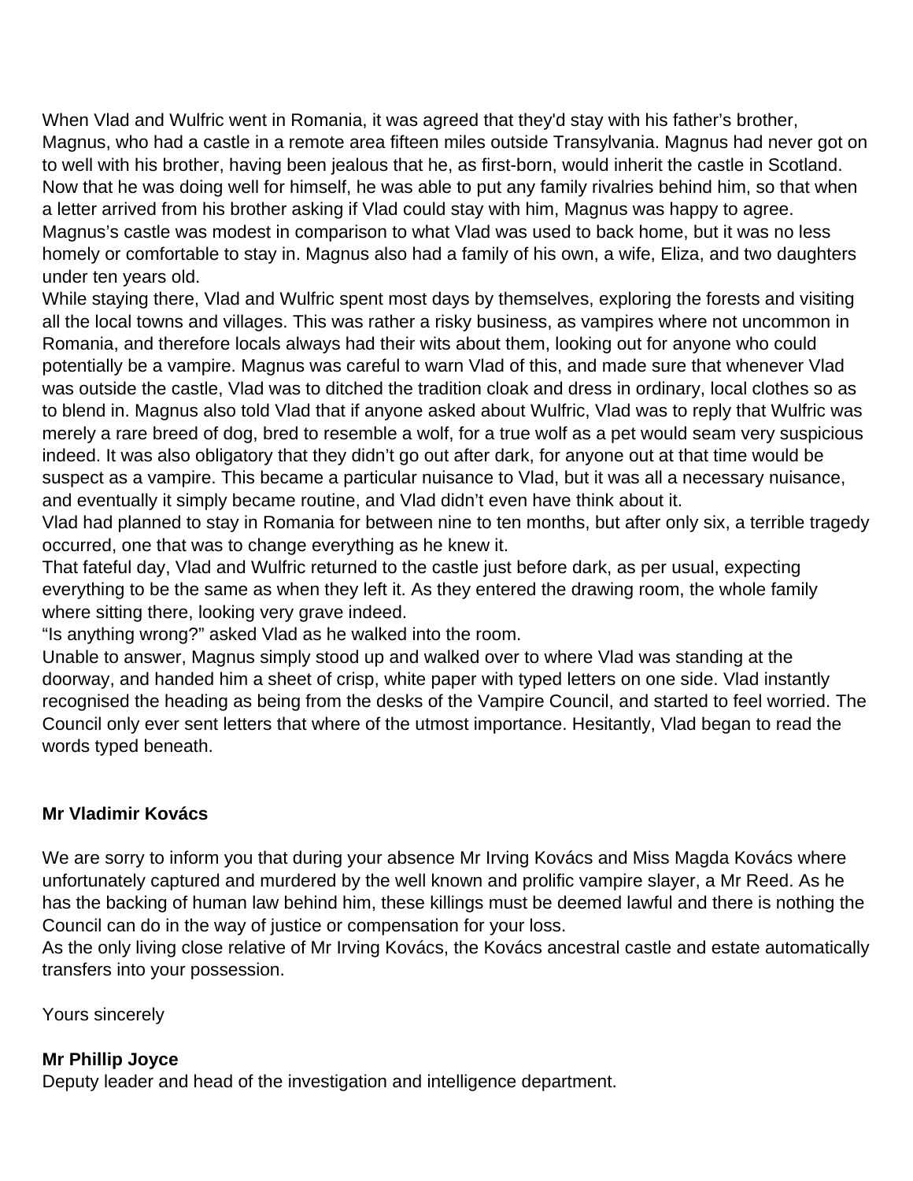When Vlad and Wulfric went in Romania, it was agreed that they'd stay with his father's brother, Magnus, who had a castle in a remote area fifteen miles outside Transylvania. Magnus had never got on to well with his brother, having been jealous that he, as first-born, would inherit the castle in Scotland. Now that he was doing well for himself, he was able to put any family rivalries behind him, so that when a letter arrived from his brother asking if Vlad could stay with him, Magnus was happy to agree. Magnus's castle was modest in comparison to what Vlad was used to back home, but it was no less homely or comfortable to stay in. Magnus also had a family of his own, a wife, Eliza, and two daughters under ten years old.

While staying there, Vlad and Wulfric spent most days by themselves, exploring the forests and visiting all the local towns and villages. This was rather a risky business, as vampires where not uncommon in Romania, and therefore locals always had their wits about them, looking out for anyone who could potentially be a vampire. Magnus was careful to warn Vlad of this, and made sure that whenever Vlad was outside the castle, Vlad was to ditched the tradition cloak and dress in ordinary, local clothes so as to blend in. Magnus also told Vlad that if anyone asked about Wulfric, Vlad was to reply that Wulfric was merely a rare breed of dog, bred to resemble a wolf, for a true wolf as a pet would seam very suspicious indeed. It was also obligatory that they didn't go out after dark, for anyone out at that time would be suspect as a vampire. This became a particular nuisance to Vlad, but it was all a necessary nuisance, and eventually it simply became routine, and Vlad didn't even have think about it.

Vlad had planned to stay in Romania for between nine to ten months, but after only six, a terrible tragedy occurred, one that was to change everything as he knew it.

That fateful day, Vlad and Wulfric returned to the castle just before dark, as per usual, expecting everything to be the same as when they left it. As they entered the drawing room, the whole family where sitting there, looking very grave indeed.

"Is anything wrong?" asked Vlad as he walked into the room.

Unable to answer, Magnus simply stood up and walked over to where Vlad was standing at the doorway, and handed him a sheet of crisp, white paper with typed letters on one side. Vlad instantly recognised the heading as being from the desks of the Vampire Council, and started to feel worried. The Council only ever sent letters that where of the utmost importance. Hesitantly, Vlad began to read the words typed beneath.

**Mr Vladimir Kovács**

We are sorry to inform you that during your absence Mr Irving Kovács and Miss Magda Kovács where unfortunately captured and murdered by the well known and prolific vampire slayer, a Mr Reed. As he has the backing of human law behind him, these killings must be deemed lawful and there is nothing the Council can do in the way of justice or compensation for your loss.

As the only living close relative of Mr Irving Kovács, the Kovács ancestral castle and estate automatically transfers into your possession.

Yours sincerely

**Mr Phillip Joyce**
Deputy leader and head of the investigation and intelligence department.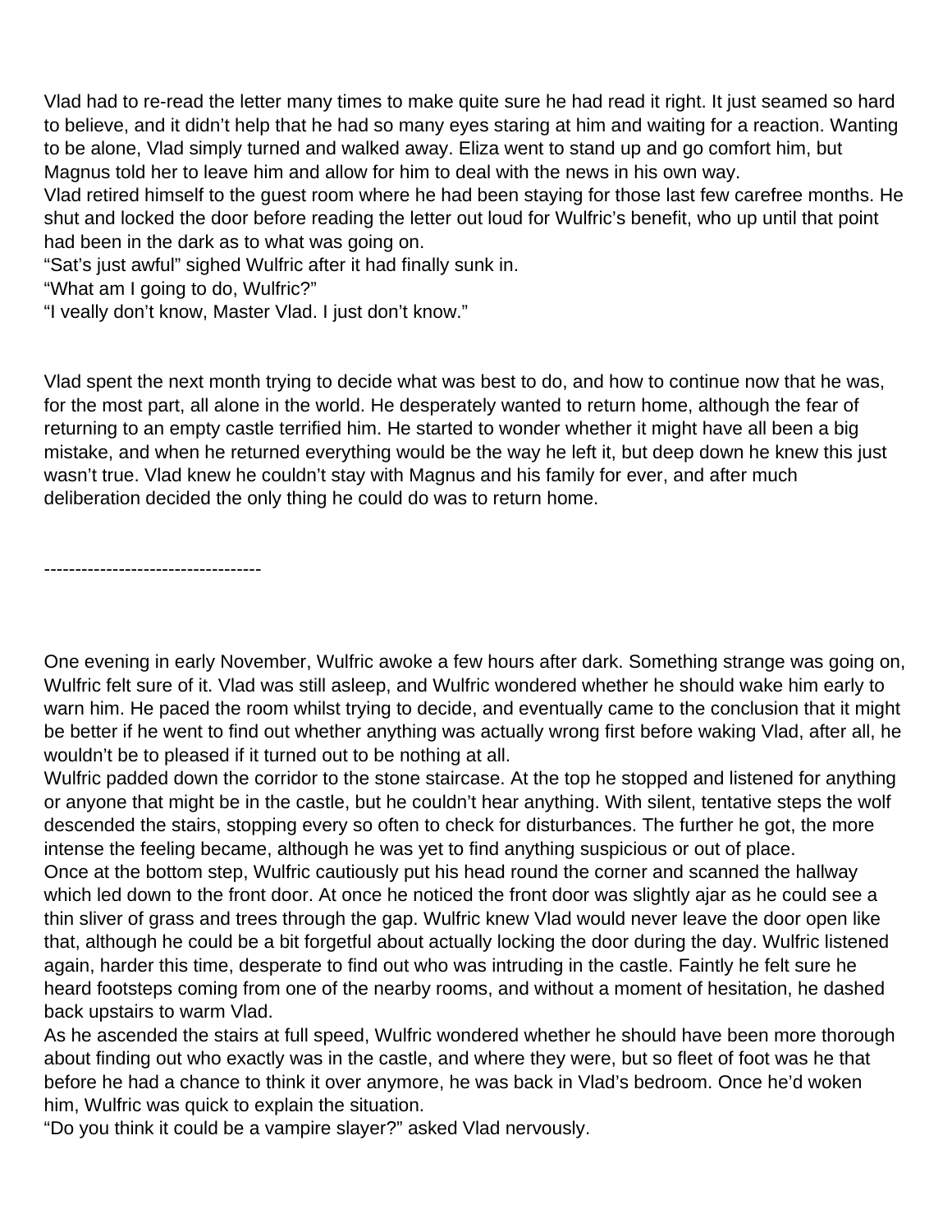Vlad had to re-read the letter many times to make quite sure he had read it right. It just seamed so hard to believe, and it didn't help that he had so many eyes staring at him and waiting for a reaction. Wanting to be alone, Vlad simply turned and walked away. Eliza went to stand up and go comfort him, but Magnus told her to leave him and allow for him to deal with the news in his own way.

Vlad retired himself to the guest room where he had been staying for those last few carefree months. He shut and locked the door before reading the letter out loud for Wulfric's benefit, who up until that point had been in the dark as to what was going on.

"Sat's just awful" sighed Wulfric after it had finally sunk in.

"What am I going to do, Wulfric?"

"I veally don't know, Master Vlad. I just don't know."

Vlad spent the next month trying to decide what was best to do, and how to continue now that he was, for the most part, all alone in the world. He desperately wanted to return home, although the fear of returning to an empty castle terrified him. He started to wonder whether it might have all been a big mistake, and when he returned everything would be the way he left it, but deep down he knew this just wasn't true. Vlad knew he couldn't stay with Magnus and his family for ever, and after much deliberation decided the only thing he could do was to return home.

-----------------------------------

One evening in early November, Wulfric awoke a few hours after dark. Something strange was going on, Wulfric felt sure of it. Vlad was still asleep, and Wulfric wondered whether he should wake him early to warn him. He paced the room whilst trying to decide, and eventually came to the conclusion that it might be better if he went to find out whether anything was actually wrong first before waking Vlad, after all, he wouldn't be to pleased if it turned out to be nothing at all.

Wulfric padded down the corridor to the stone staircase. At the top he stopped and listened for anything or anyone that might be in the castle, but he couldn't hear anything. With silent, tentative steps the wolf descended the stairs, stopping every so often to check for disturbances. The further he got, the more intense the feeling became, although he was yet to find anything suspicious or out of place.

Once at the bottom step, Wulfric cautiously put his head round the corner and scanned the hallway which led down to the front door. At once he noticed the front door was slightly ajar as he could see a thin sliver of grass and trees through the gap. Wulfric knew Vlad would never leave the door open like that, although he could be a bit forgetful about actually locking the door during the day. Wulfric listened again, harder this time, desperate to find out who was intruding in the castle. Faintly he felt sure he heard footsteps coming from one of the nearby rooms, and without a moment of hesitation, he dashed back upstairs to warm Vlad.

As he ascended the stairs at full speed, Wulfric wondered whether he should have been more thorough about finding out who exactly was in the castle, and where they were, but so fleet of foot was he that before he had a chance to think it over anymore, he was back in Vlad's bedroom. Once he'd woken him, Wulfric was quick to explain the situation.

"Do you think it could be a vampire slayer?" asked Vlad nervously.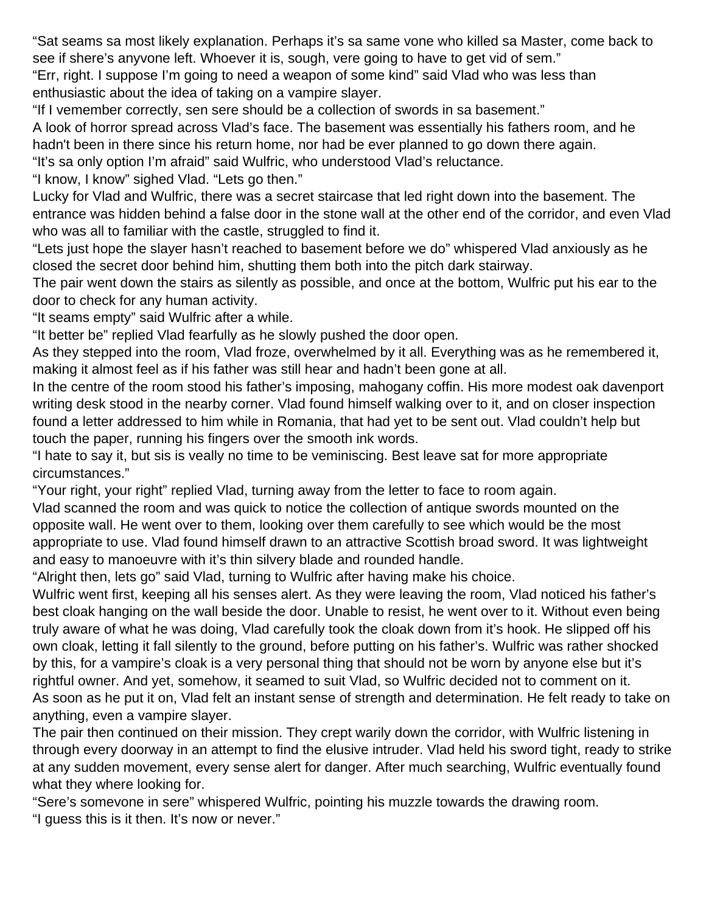"Sat seams sa most likely explanation. Perhaps it's sa same vone who killed sa Master, come back to see if shere's anyvone left. Whoever it is, sough, vere going to have to get vid of sem."

"Err, right. I suppose I'm going to need a weapon of some kind" said Vlad who was less than enthusiastic about the idea of taking on a vampire slayer.

"If I vemember correctly, sen sere should be a collection of swords in sa basement."

A look of horror spread across Vlad's face. The basement was essentially his fathers room, and he hadn't been in there since his return home, nor had be ever planned to go down there again.

"It's sa only option I'm afraid" said Wulfric, who understood Vlad's reluctance.

"I know, I know" sighed Vlad. "Lets go then."

Lucky for Vlad and Wulfric, there was a secret staircase that led right down into the basement. The entrance was hidden behind a false door in the stone wall at the other end of the corridor, and even Vlad who was all to familiar with the castle, struggled to find it.

"Lets just hope the slayer hasn't reached to basement before we do" whispered Vlad anxiously as he closed the secret door behind him, shutting them both into the pitch dark stairway.

The pair went down the stairs as silently as possible, and once at the bottom, Wulfric put his ear to the door to check for any human activity.

"It seams empty" said Wulfric after a while.

"It better be" replied Vlad fearfully as he slowly pushed the door open.

As they stepped into the room, Vlad froze, overwhelmed by it all. Everything was as he remembered it, making it almost feel as if his father was still hear and hadn't been gone at all.

In the centre of the room stood his father's imposing, mahogany coffin. His more modest oak davenport writing desk stood in the nearby corner. Vlad found himself walking over to it, and on closer inspection found a letter addressed to him while in Romania, that had yet to be sent out. Vlad couldn't help but touch the paper, running his fingers over the smooth ink words.

"I hate to say it, but sis is veally no time to be veminiscing. Best leave sat for more appropriate circumstances."

"Your right, your right" replied Vlad, turning away from the letter to face to room again.

Vlad scanned the room and was quick to notice the collection of antique swords mounted on the opposite wall. He went over to them, looking over them carefully to see which would be the most appropriate to use. Vlad found himself drawn to an attractive Scottish broad sword. It was lightweight and easy to manoeuvre with it's thin silvery blade and rounded handle.

"Alright then, lets go" said Vlad, turning to Wulfric after having make his choice.

Wulfric went first, keeping all his senses alert. As they were leaving the room, Vlad noticed his father's best cloak hanging on the wall beside the door. Unable to resist, he went over to it. Without even being truly aware of what he was doing, Vlad carefully took the cloak down from it's hook. He slipped off his own cloak, letting it fall silently to the ground, before putting on his father's. Wulfric was rather shocked by this, for a vampire's cloak is a very personal thing that should not be worn by anyone else but it's rightful owner. And yet, somehow, it seamed to suit Vlad, so Wulfric decided not to comment on it.

As soon as he put it on, Vlad felt an instant sense of strength and determination. He felt ready to take on anything, even a vampire slayer.

The pair then continued on their mission. They crept warily down the corridor, with Wulfric listening in through every doorway in an attempt to find the elusive intruder. Vlad held his sword tight, ready to strike at any sudden movement, every sense alert for danger. After much searching, Wulfric eventually found what they where looking for.

"Sere's somevone in sere" whispered Wulfric, pointing his muzzle towards the drawing room.

"I guess this is it then. It's now or never."